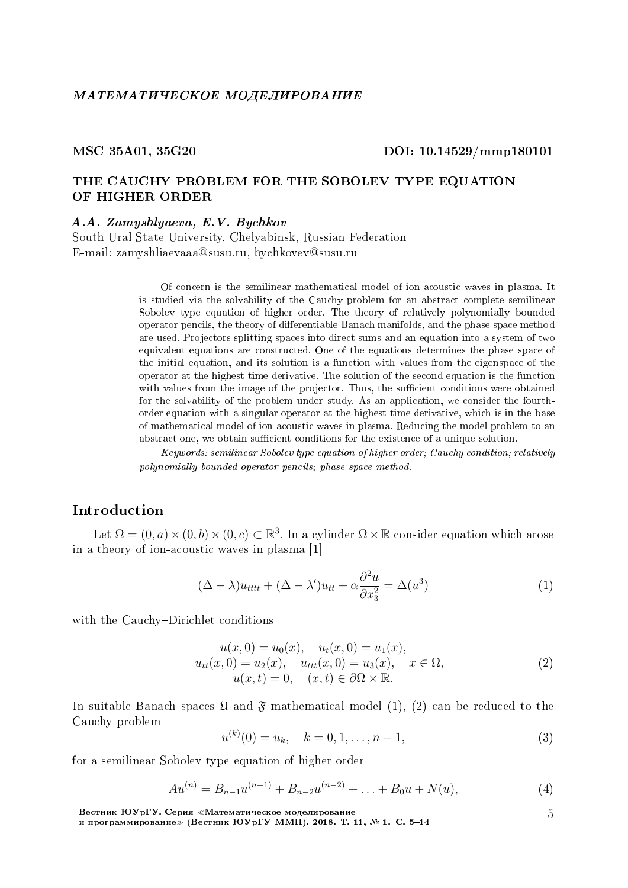*МАТЕМАТИЧЕСКОЕ МОДЕЛИРОВАНИЕ*

**MSC 35A01, 35G20** **DOI: 10.14529/mmp180101**

# THE CAUCHY PROBLEM FOR THE SOBOLEV TYPE EQUATION OF HIGHER ORDER

***A.A. Zamyshlyaeva, E.V. Bychkov***

South Ural State University, Chelyabinsk, Russian Federation

E-mail: zamyshliaevaaa@susu.ru, bychkovev@susu.ru

Of concern is the semilinear mathematical model of ion-acoustic waves in plasma. It is studied via the solvability of the Cauchy problem for an abstract complete semilinear Sobolev type equation of higher order. The theory of relatively polynomially bounded operator pencils, the theory of differentiable Banach manifolds, and the phase space method are used. Projectors splitting spaces into direct sums and an equation into a system of two equivalent equations are constructed. One of the equations determines the phase space of the initial equation, and its solution is a function with values from the eigenspace of the operator at the highest time derivative. The solution of the second equation is the function with values from the image of the projector. Thus, the sufficient conditions were obtained for the solvability of the problem under study. As an application, we consider the fourth-order equation with a singular operator at the highest time derivative, which is in the base of mathematical model of ion-acoustic waves in plasma. Reducing the model problem to an abstract one, we obtain sufficient conditions for the existence of a unique solution.

*Keywords: semilinear Sobolev type equation of higher order; Cauchy condition; relatively polynomially bounded operator pencils; phase space method.*

## Introduction

Let $\Omega = (0, a) \times (0, b) \times (0, c) \subset \mathbb{R}^3$. In a cylinder $\Omega \times \mathbb{R}$ consider equation which arose in a theory of ion-acoustic waves in plasma [1]

$$(\Delta - \lambda)u_{tttt} + (\Delta - \lambda')u_{tt} + \alpha \frac{\partial^2 u}{\partial x_3^2} = \Delta(u^3) \tag{1}$$

with the Cauchy–Dirichlet conditions

$$\begin{gathered} u(x, 0) = u_0(x), \quad u_t(x, 0) = u_1(x), \\ u_{tt}(x, 0) = u_2(x), \quad u_{ttt}(x, 0) = u_3(x), \quad x \in \Omega, \\ u(x, t) = 0, \quad (x, t) \in \partial\Omega \times \mathbb{R}. \end{gathered} \tag{2}$$

In suitable Banach spaces $\mathfrak{U}$ and $\mathfrak{F}$ mathematical model (1), (2) can be reduced to the Cauchy problem

$$u^{(k)}(0) = u_k, \quad k = 0, 1, \ldots, n-1, \tag{3}$$

for a semilinear Sobolev type equation of higher order

$$Au^{(n)} = B_{n-1}u^{(n-1)} + B_{n-2}u^{(n-2)} + \ldots + B_0 u + N(u), \tag{4}$$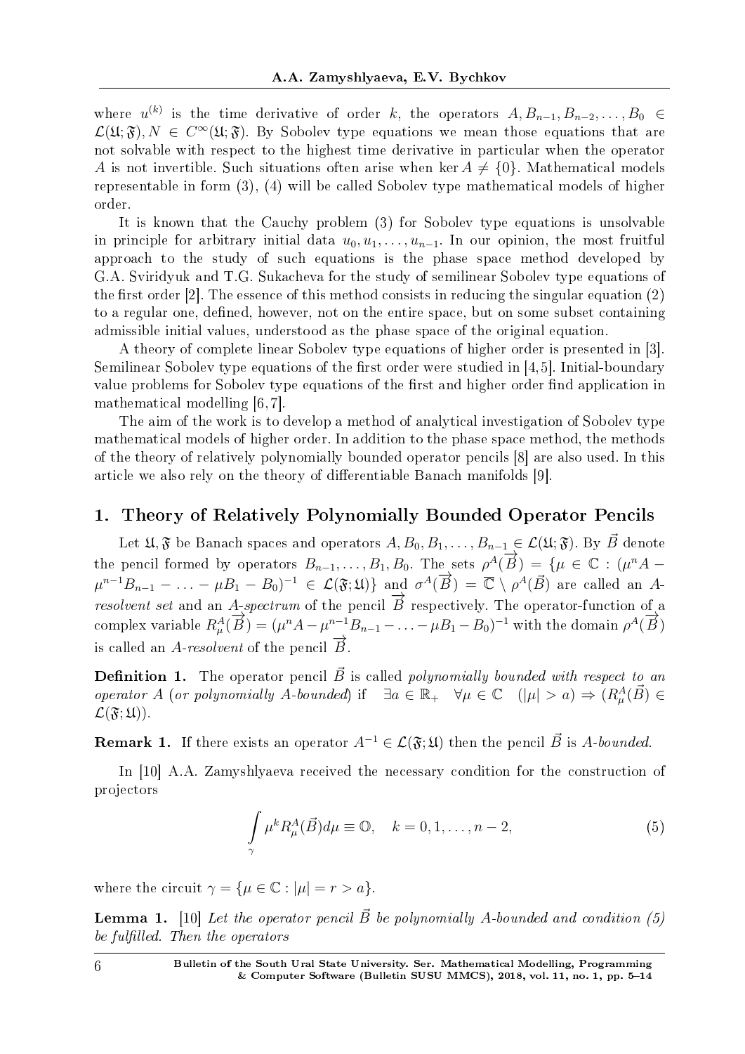where $u^{(k)}$ is the time derivative of order $k$, the operators $A, B_{n-1}, B_{n-2}, \ldots, B_0 \in \mathcal{L}(\mathfrak{U}; \mathfrak{F}), N \in C^{\infty}(\mathfrak{U}; \mathfrak{F})$. By Sobolev type equations we mean those equations that are not solvable with respect to the highest time derivative in particular when the operator $A$ is not invertible. Such situations often arise when $\ker A \neq \{0\}$. Mathematical models representable in form (3), (4) will be called Sobolev type mathematical models of higher order.

It is known that the Cauchy problem (3) for Sobolev type equations is unsolvable in principle for arbitrary initial data $u_0, u_1, \ldots, u_{n-1}$. In our opinion, the most fruitful approach to the study of such equations is the phase space method developed by G.A. Sviridyuk and T.G. Sukacheva for the study of semilinear Sobolev type equations of the first order [2]. The essence of this method consists in reducing the singular equation (2) to a regular one, defined, however, not on the entire space, but on some subset containing admissible initial values, understood as the phase space of the original equation.

A theory of complete linear Sobolev type equations of higher order is presented in [3]. Semilinear Sobolev type equations of the first order were studied in [4, 5]. Initial-boundary value problems for Sobolev type equations of the first and higher order find application in mathematical modelling [6, 7].

The aim of the work is to develop a method of analytical investigation of Sobolev type mathematical models of higher order. In addition to the phase space method, the methods of the theory of relatively polynomially bounded operator pencils [8] are also used. In this article we also rely on the theory of differentiable Banach manifolds [9].

## 1. Theory of Relatively Polynomially Bounded Operator Pencils

Let $\mathfrak{U}, \mathfrak{F}$ be Banach spaces and operators $A, B_0, B_1, \ldots, B_{n-1} \in \mathcal{L}(\mathfrak{U}; \mathfrak{F})$. By $\vec{B}$ denote the pencil formed by operators $B_{n-1}, \ldots, B_1, B_0$. The sets $\rho^A(\overrightarrow{B}) = \{\mu \in \mathbb{C} : (\mu^n A - \mu^{n-1}B_{n-1} - \ldots - \mu B_1 - B_0)^{-1} \in \mathcal{L}(\mathfrak{F}; \mathfrak{U})\}$ and $\sigma^A(\overrightarrow{B}) = \overline{\mathbb{C}} \setminus \rho^A(\vec{B})$ are called an *A-resolvent set* and an *A-spectrum* of the pencil $\overrightarrow{B}$ respectively. The operator-function of a complex variable $R^A_\mu(\overrightarrow{B}) = (\mu^n A - \mu^{n-1}B_{n-1} - \ldots - \mu B_1 - B_0)^{-1}$ with the domain $\rho^A(\overrightarrow{B})$ is called an *A-resolvent* of the pencil $\overrightarrow{B}$.

**Definition 1.** The operator pencil $\vec{B}$ is called *polynomially bounded with respect to an operator $A$* (*or polynomially $A$-bounded*) if $\exists a \in \mathbb{R}_+ \quad \forall \mu \in \mathbb{C} \quad (|\mu| > a) \Rightarrow (R^A_\mu(\vec{B}) \in \mathcal{L}(\mathfrak{F}; \mathfrak{U}))$.

**Remark 1.** If there exists an operator $A^{-1} \in \mathcal{L}(\mathfrak{F}; \mathfrak{U})$ then the pencil $\vec{B}$ is *A-bounded*.

In [10] A.A. Zamyshlyaeva received the necessary condition for the construction of projectors

$$\int_\gamma \mu^k R^A_\mu(\vec{B}) d\mu \equiv \mathbb{O}, \quad k = 0, 1, \ldots, n-2, \tag{5}$$

where the circuit $\gamma = \{\mu \in \mathbb{C} : |\mu| = r > a\}$.

**Lemma 1.** [10] *Let the operator pencil $\vec{B}$ be polynomially $A$-bounded and condition (5) be fulfilled. Then the operators*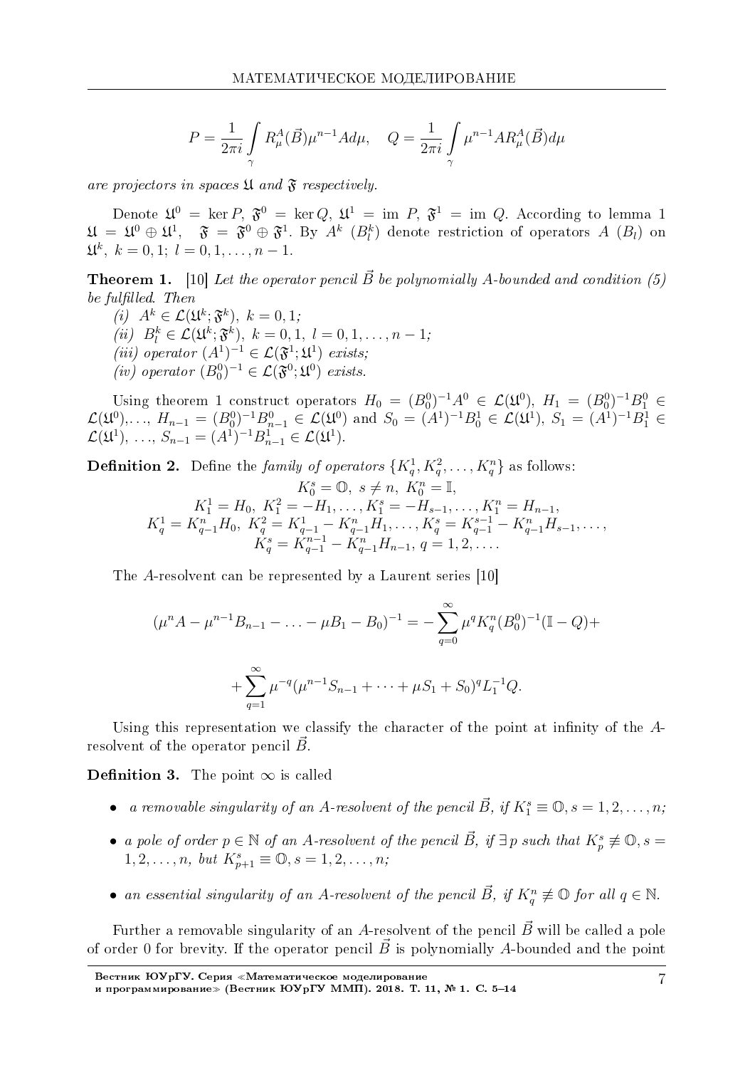$$P = \frac{1}{2\pi i}\int\limits_{\gamma} R^A_\mu(\vec{B})\mu^{n-1}A d\mu, \quad Q = \frac{1}{2\pi i}\int\limits_{\gamma} \mu^{n-1}AR^A_\mu(\vec{B})d\mu$$

*are projectors in spaces* $\mathfrak{U}$ *and* $\mathfrak{F}$ *respectively.*

Denote $\mathfrak{U}^0 = \ker P$, $\mathfrak{F}^0 = \ker Q$, $\mathfrak{U}^1 = \operatorname{im} P$, $\mathfrak{F}^1 = \operatorname{im} Q$. According to lemma 1 $\mathfrak{U} = \mathfrak{U}^0 \oplus \mathfrak{U}^1$, $\mathfrak{F} = \mathfrak{F}^0 \oplus \mathfrak{F}^1$. By $A^k$ ($B^k_l$) denote restriction of operators $A$ ($B_l$) on $\mathfrak{U}^k$, $k = 0, 1$; $l = 0, 1, \ldots, n-1$.

**Theorem 1.** [10] *Let the operator pencil* $\vec{B}$ *be polynomially A-bounded and condition (5) be fulfilled. Then*

*(i)* $A^k \in \mathcal{L}(\mathfrak{U}^k; \mathfrak{F}^k)$, $k = 0, 1$;
*(ii)* $B^k_l \in \mathcal{L}(\mathfrak{U}^k; \mathfrak{F}^k)$, $k = 0, 1$, $l = 0, 1, \ldots, n-1$;
*(iii) operator* $(A^1)^{-1} \in \mathcal{L}(\mathfrak{F}^1; \mathfrak{U}^1)$ *exists;*
*(iv) operator* $(B^0_0)^{-1} \in \mathcal{L}(\mathfrak{F}^0; \mathfrak{U}^0)$ *exists.*

Using theorem 1 construct operators $H_0 = (B^0_0)^{-1}A^0 \in \mathcal{L}(\mathfrak{U}^0)$, $H_1 = (B^0_0)^{-1}B^0_1 \in \mathcal{L}(\mathfrak{U}^0)$,..., $H_{n-1} = (B^0_0)^{-1}B^0_{n-1} \in \mathcal{L}(\mathfrak{U}^0)$ and $S_0 = (A^1)^{-1}B^1_0 \in \mathcal{L}(\mathfrak{U}^1)$, $S_1 = (A^1)^{-1}B^1_1 \in \mathcal{L}(\mathfrak{U}^1)$, ..., $S_{n-1} = (A^1)^{-1}B^1_{n-1} \in \mathcal{L}(\mathfrak{U}^1)$.

**Definition 2.** Define the *family of operators* $\{K^1_q, K^2_q, \ldots, K^n_q\}$ as follows:

$$K^s_0 = \mathbb{O},\ s \neq n,\ K^n_0 = \mathbb{I},$$
$$K^1_1 = H_0,\ K^2_1 = -H_1, \ldots, K^s_1 = -H_{s-1}, \ldots, K^n_1 = H_{n-1},$$
$$K^1_q = K^n_{q-1}H_0,\ K^2_q = K^1_{q-1} - K^n_{q-1}H_1, \ldots, K^s_q = K^{s-1}_{q-1} - K^n_{q-1}H_{s-1}, \ldots,$$
$$K^s_q = K^{n-1}_{q-1} - K^n_{q-1}H_{n-1},\ q = 1, 2, \ldots.$$

The $A$-resolvent can be represented by a Laurent series [10]

$$(\mu^n A - \mu^{n-1}B_{n-1} - \ldots - \mu B_1 - B_0)^{-1} = -\sum_{q=0}^{\infty}\mu^q K^n_q (B^0_0)^{-1}(\mathbb{I} - Q) +$$

$$+\sum_{q=1}^{\infty}\mu^{-q}(\mu^{n-1}S_{n-1} + \cdots + \mu S_1 + S_0)^q L^{-1}_1 Q.$$

Using this representation we classify the character of the point at infinity of the $A$-resolvent of the operator pencil $\vec{B}$.

**Definition 3.** The point $\infty$ is called

- *a removable singularity of an A-resolvent of the pencil* $\vec{B}$, *if* $K^s_1 \equiv \mathbb{O}, s = 1, 2, \ldots, n$;
- *a pole of order* $p \in \mathbb{N}$ *of an A-resolvent of the pencil* $\vec{B}$, *if* $\exists\, p$ *such that* $K^s_p \not\equiv \mathbb{O}, s = 1, 2, \ldots, n$, *but* $K^s_{p+1} \equiv \mathbb{O}, s = 1, 2, \ldots, n$;
- *an essential singularity of an A-resolvent of the pencil* $\vec{B}$, *if* $K^n_q \not\equiv \mathbb{O}$ *for all* $q \in \mathbb{N}$.

Further a removable singularity of an $A$-resolvent of the pencil $\vec{B}$ will be called a pole of order 0 for brevity. If the operator pencil $\vec{B}$ is polynomially $A$-bounded and the point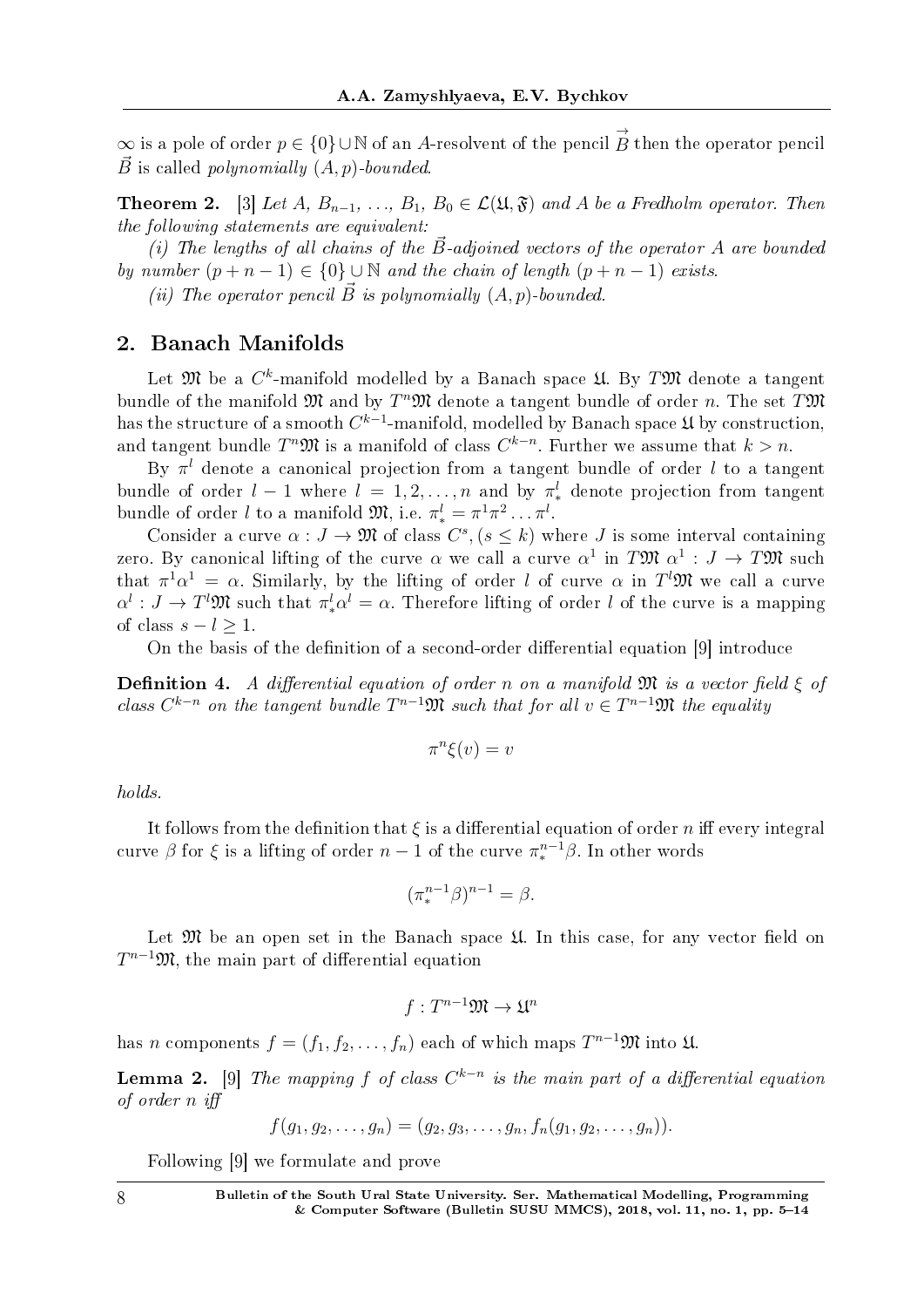$\infty$ is a pole of order $p \in \{0\} \cup \mathbb{N}$ of an $A$-resolvent of the pencil $\vec{B}$ then the operator pencil $\vec{B}$ is called *polynomially $(A, p)$-bounded*.

**Theorem 2.** [3] *Let $A$, $B_{n-1}$, ..., $B_1$, $B_0 \in \mathcal{L}(\mathfrak{U}, \mathfrak{F})$ and $A$ be a Fredholm operator. Then the following statements are equivalent:*

*(i) The lengths of all chains of the $\vec{B}$-adjoined vectors of the operator $A$ are bounded by number $(p + n - 1) \in \{0\} \cup \mathbb{N}$ and the chain of length $(p + n - 1)$ exists.*

*(ii) The operator pencil $\vec{B}$ is polynomially $(A, p)$-bounded.*

## 2. Banach Manifolds

Let $\mathfrak{M}$ be a $C^k$-manifold modelled by a Banach space $\mathfrak{U}$. By $T\mathfrak{M}$ denote a tangent bundle of the manifold $\mathfrak{M}$ and by $T^n\mathfrak{M}$ denote a tangent bundle of order $n$. The set $T\mathfrak{M}$ has the structure of a smooth $C^{k-1}$-manifold, modelled by Banach space $\mathfrak{U}$ by construction, and tangent bundle $T^n\mathfrak{M}$ is a manifold of class $C^{k-n}$. Further we assume that $k > n$.

By $\pi^l$ denote a canonical projection from a tangent bundle of order $l$ to a tangent bundle of order $l - 1$ where $l = 1, 2, \dots, n$ and by $\pi_*^l$ denote projection from tangent bundle of order $l$ to a manifold $\mathfrak{M}$, i.e. $\pi_*^l = \pi^1\pi^2 \dots \pi^l$.

Consider a curve $\alpha : J \to \mathfrak{M}$ of class $C^s, (s \leq k)$ where $J$ is some interval containing zero. By canonical lifting of the curve $\alpha$ we call a curve $\alpha^1$ in $T\mathfrak{M}$ $\alpha^1 : J \to T\mathfrak{M}$ such that $\pi^1\alpha^1 = \alpha$. Similarly, by the lifting of order $l$ of curve $\alpha$ in $T^l\mathfrak{M}$ we call a curve $\alpha^l : J \to T^l\mathfrak{M}$ such that $\pi_*^l\alpha^l = \alpha$. Therefore lifting of order $l$ of the curve is a mapping of class $s - l \geq 1$.

On the basis of the definition of a second-order differential equation [9] introduce

**Definition 4.** *A differential equation of order $n$ on a manifold $\mathfrak{M}$ is a vector field $\xi$ of class $C^{k-n}$ on the tangent bundle $T^{n-1}\mathfrak{M}$ such that for all $v \in T^{n-1}\mathfrak{M}$ the equality*

$$\pi^n\xi(v) = v$$

*holds.*

It follows from the definition that $\xi$ is a differential equation of order $n$ iff every integral curve $\beta$ for $\xi$ is a lifting of order $n - 1$ of the curve $\pi_*^{n-1}\beta$. In other words

$$(\pi_*^{n-1}\beta)^{n-1} = \beta.$$

Let $\mathfrak{M}$ be an open set in the Banach space $\mathfrak{U}$. In this case, for any vector field on $T^{n-1}\mathfrak{M}$, the main part of differential equation

$$f : T^{n-1}\mathfrak{M} \to \mathfrak{U}^n$$

has $n$ components $f = (f_1, f_2, \dots, f_n)$ each of which maps $T^{n-1}\mathfrak{M}$ into $\mathfrak{U}$.

**Lemma 2.** [9] *The mapping $f$ of class $C^{k-n}$ is the main part of a differential equation of order $n$ iff*

$$f(g_1, g_2, \dots, g_n) = (g_2, g_3, \dots, g_n, f_n(g_1, g_2, \dots, g_n)).$$

Following [9] we formulate and prove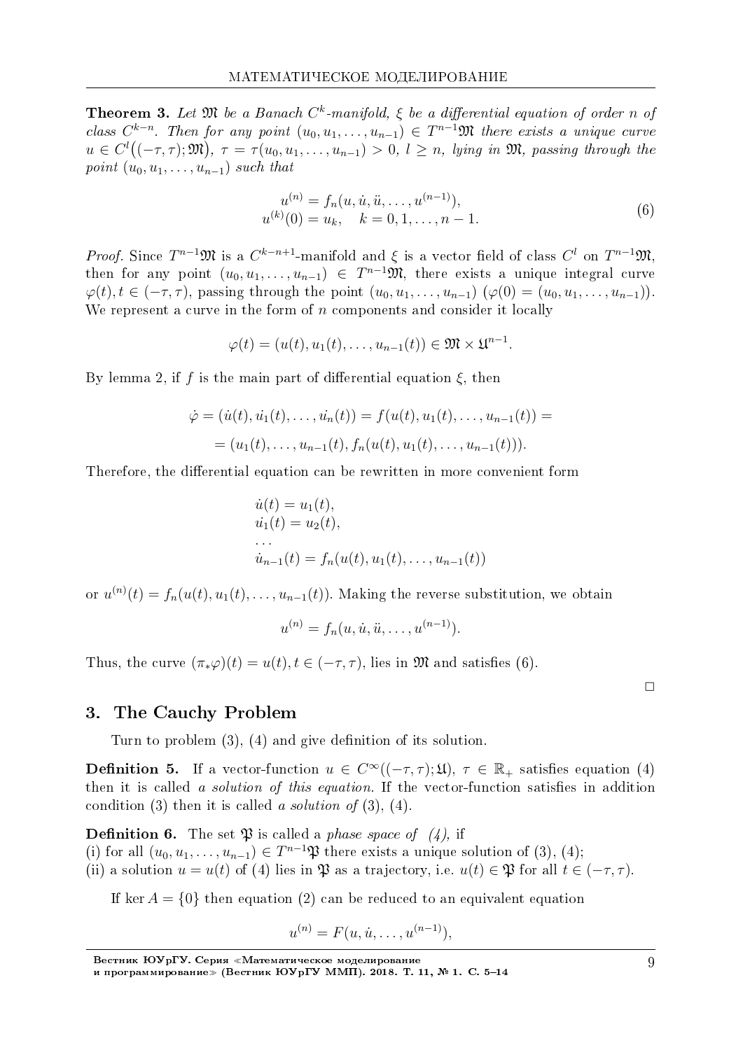**Theorem 3.** *Let $\mathfrak{M}$ be a Banach $C^k$-manifold, $\xi$ be a differential equation of order $n$ of class $C^{k-n}$. Then for any point $(u_0, u_1, \ldots, u_{n-1}) \in T^{n-1}\mathfrak{M}$ there exists a unique curve $u \in C^l\big((-\tau, \tau); \mathfrak{M}\big)$, $\tau = \tau(u_0, u_1, \ldots, u_{n-1}) > 0$, $l \geq n$, lying in $\mathfrak{M}$, passing through the point $(u_0, u_1, \ldots, u_{n-1})$ such that*

$$
\begin{aligned}
u^{(n)} &= f_n(u, \dot{u}, \ddot{u}, \ldots, u^{(n-1)}), \\
u^{(k)}(0) &= u_k, \quad k = 0, 1, \ldots, n-1.
\end{aligned} \tag{6}
$$

*Proof.* Since $T^{n-1}\mathfrak{M}$ is a $C^{k-n+1}$-manifold and $\xi$ is a vector field of class $C^l$ on $T^{n-1}\mathfrak{M}$, then for any point $(u_0, u_1, \ldots, u_{n-1}) \in T^{n-1}\mathfrak{M}$, there exists a unique integral curve $\varphi(t), t \in (-\tau, \tau)$, passing through the point $(u_0, u_1, \ldots, u_{n-1})$ $(\varphi(0) = (u_0, u_1, \ldots, u_{n-1}))$. We represent a curve in the form of $n$ components and consider it locally

$$\varphi(t) = (u(t), u_1(t), \ldots, u_{n-1}(t)) \in \mathfrak{M} \times \mathfrak{U}^{n-1}.$$

By lemma 2, if $f$ is the main part of differential equation $\xi$, then

$$
\begin{aligned}
\dot{\varphi} = (\dot{u}(t), \dot{u_1}(t), \ldots, \dot{u_n}(t)) &= f(u(t), u_1(t), \ldots, u_{n-1}(t)) = \\
&= (u_1(t), \ldots, u_{n-1}(t), f_n(u(t), u_1(t), \ldots, u_{n-1}(t))).
\end{aligned}
$$

Therefore, the differential equation can be rewritten in more convenient form

$$
\begin{aligned}
&\dot{u}(t) = u_1(t), \\
&\dot{u_1}(t) = u_2(t), \\
&\ldots \\
&\dot{u}_{n-1}(t) = f_n(u(t), u_1(t), \ldots, u_{n-1}(t))
\end{aligned}
$$

or $u^{(n)}(t) = f_n(u(t), u_1(t), \ldots, u_{n-1}(t))$. Making the reverse substitution, we obtain

$$u^{(n)} = f_n(u, \dot{u}, \ddot{u}, \ldots, u^{(n-1)}).$$

Thus, the curve $(\pi_* \varphi)(t) = u(t), t \in (-\tau, \tau)$, lies in $\mathfrak{M}$ and satisfies (6).

□

## 3. The Cauchy Problem

Turn to problem (3), (4) and give definition of its solution.

**Definition 5.** If a vector-function $u \in C^\infty((-\tau, \tau); \mathfrak{U})$, $\tau \in \mathbb{R}_+$ satisfies equation (4) then it is called *a solution of this equation*. If the vector-function satisfies in addition condition (3) then it is called *a solution of* (3), (4).

**Definition 6.** The set $\mathfrak{P}$ is called a *phase space of (4)*, if  
(i) for all $(u_0, u_1, \ldots, u_{n-1}) \in T^{n-1}\mathfrak{P}$ there exists a unique solution of (3), (4);  
(ii) a solution $u = u(t)$ of (4) lies in $\mathfrak{P}$ as a trajectory, i.e. $u(t) \in \mathfrak{P}$ for all $t \in (-\tau, \tau)$.

If $\ker A = \{0\}$ then equation (2) can be reduced to an equivalent equation

$$u^{(n)} = F(u, \dot{u}, \ldots, u^{(n-1)}),$$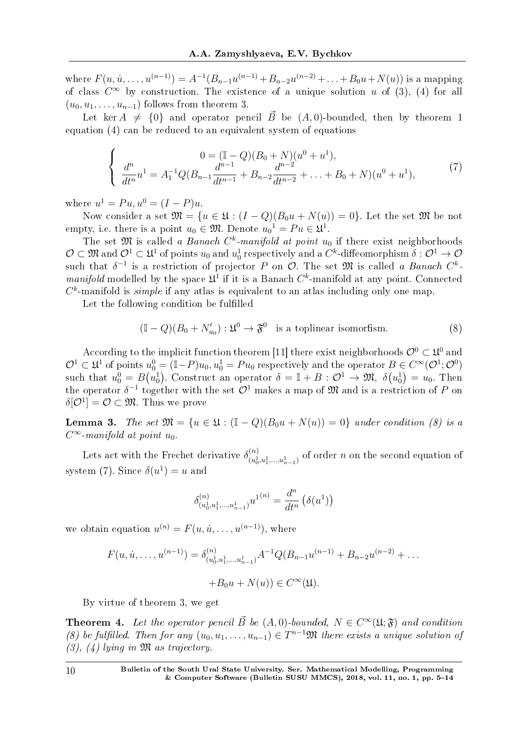where $F(u, \dot{u}, \ldots, u^{(n-1)}) = A^{-1}(B_{n-1}u^{(n-1)} + B_{n-2}u^{(n-2)} + \ldots + B_0 u + N(u))$ is a mapping of class $C^\infty$ by construction. The existence of a unique solution $u$ of (3), (4) for all $(u_0, u_1, \ldots, u_{n-1})$ follows from theorem 3.

Let $\ker A \neq \{0\}$ and operator pencil $\vec{B}$ be $(A,0)$-bounded, then by theorem 1 equation (4) can be reduced to an equivalent system of equations

$$\left\{ \begin{array}{c} 0 = (\mathbb{I} - Q)(B_0 + N)(u^0 + u^1), \\ \dfrac{d^n}{dt^n} u^1 = A_1^{-1} Q (B_{n-1} \dfrac{d^{n-1}}{dt^{n-1}} + B_{n-2} \dfrac{d^{n-2}}{dt^{n-2}} + \ldots + B_0 + N)(u^0 + u^1), \end{array} \right. \tag{7}$$

where $u^1 = Pu, u^0 = (I - P)u$.

Now consider a set $\mathfrak{M} = \{u \in \mathfrak{U} : (I - Q)(B_0 u + N(u)) = 0\}$. Let the set $\mathfrak{M}$ be not empty, i.e. there is a point $u_0 \in \mathfrak{M}$. Denote $u_0{}^1 = Pu \in \mathfrak{U}^1$.

The set $\mathfrak{M}$ is called *a Banach $C^k$-manifold at point* $u_0$ if there exist neighborhoods $\mathcal{O} \subset \mathfrak{M}$ and $\mathcal{O}^1 \subset \mathfrak{U}^1$ of points $u_0$ and $u_0^1$ respectively and a $C^k$-diffeomorphism $\delta : \mathcal{O}^1 \to \mathcal{O}$ such that $\delta^{-1}$ is a restriction of projector $P$ on $\mathcal{O}$. The set $\mathfrak{M}$ is called *a Banach $C^k$-manifold* modelled by the space $\mathfrak{U}^1$ if it is a Banach $C^k$-manifold at any point. Connected $C^k$-manifold is *simple* if any atlas is equivalent to an atlas including only one map.

Let the following condition be fulfilled

$$(\mathbb{I} - Q)(B_0 + N'_{u_0}) : \mathfrak{U}^0 \to \mathfrak{F}^0 \quad \text{is a toplinear isomorfism.} \tag{8}$$

According to the implicit function theorem [11] there exist neighborhoods $\mathcal{O}^0 \subset \mathfrak{U}^0$ and $\mathcal{O}^1 \subset \mathfrak{U}^1$ of points $u_0^0 = (\mathbb{I} - P)u_0, u_0^1 = Pu_0$ respectively and the operator $B \in C^\infty(\mathcal{O}^1; \mathcal{O}^0)$ such that $u_0^0 = B(u_0^1)$. Construct an operator $\delta = \mathbb{I} + B : \mathcal{O}^1 \to \mathfrak{M}, \ \delta(u_0^1) = u_0$. Then the operator $\delta^{-1}$ together with the set $\mathcal{O}^1$ makes a map of $\mathfrak{M}$ and is a restriction of $P$ on $\delta[\mathcal{O}^1] = \mathcal{O} \subset \mathfrak{M}$. Thus we prove

**Lemma 3.** *The set $\mathfrak{M} = \{u \in \mathfrak{U} : (\mathbb{I} - Q)(B_0 u + N(u)) = 0\}$ under condition (8) is a $C^\infty$-manifold at point $u_0$.*

Lets act with the Frechet derivative $\delta^{(n)}_{(u_0^1, u_1^1, \ldots, u_{n-1}^1)}$ of order $n$ on the second equation of system (7). Since $\delta(u^1) = u$ and

$$\delta^{(n)}_{(u_0^1, u_1^1, \ldots, u_{n-1}^1)} u^{1(n)} = \frac{d^n}{dt^n}\left(\delta(u^1)\right)$$

we obtain equation $u^{(n)} = F(u, \dot{u}, \ldots, u^{(n-1)})$, where

$$F(u, \dot{u}, \ldots, u^{(n-1)}) = \delta^{(n)}_{(u_0^1, u_1^1, \ldots, u_{n-1}^1)} A^{-1} Q (B_{n-1} u^{(n-1)} + B_{n-2} u^{(n-2)} + \ldots$$

$$+ B_0 u + N(u)) \in C^\infty(\mathfrak{U}).$$

By virtue of theorem 3, we get

**Theorem 4.** *Let the operator pencil $\vec{B}$ be $(A,0)$-bounded, $N \in C^\infty(\mathfrak{U}; \mathfrak{F})$ and condition (8) be fulfilled. Then for any $(u_0, u_1, \ldots, u_{n-1}) \in T^{n-1}\mathfrak{M}$ there exists a unique solution of (3), (4) lying in $\mathfrak{M}$ as trajectory.*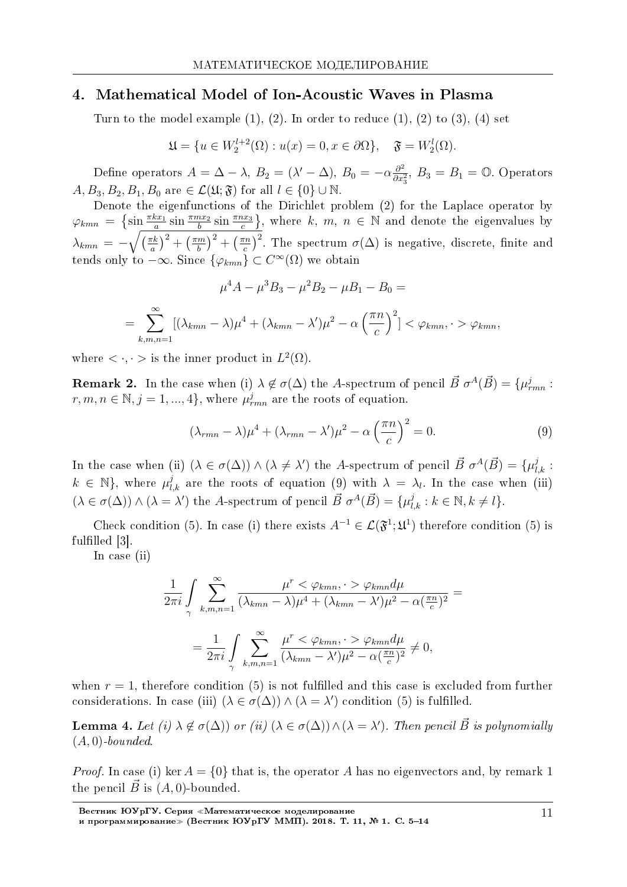## 4. Mathematical Model of Ion-Acoustic Waves in Plasma

Turn to the model example (1), (2). In order to reduce (1), (2) to (3), (4) set

$$\mathfrak{U} = \{u \in W_2^{l+2}(\Omega) : u(x) = 0, x \in \partial\Omega\}, \quad \mathfrak{F} = W_2^l(\Omega).$$

Define operators $A = \Delta - \lambda$, $B_2 = (\lambda' - \Delta)$, $B_0 = -\alpha \frac{\partial^2}{\partial x_3^2}$, $B_3 = B_1 = \mathbb{O}$. Operators $A, B_3, B_2, B_1, B_0$ are $\in \mathcal{L}(\mathfrak{U}; \mathfrak{F})$ for all $l \in \{0\} \cup \mathbb{N}$.

Denote the eigenfunctions of the Dirichlet problem (2) for the Laplace operator by $\varphi_{kmn} = \left\{\sin \frac{\pi k x_1}{a} \sin \frac{\pi m x_2}{b} \sin \frac{\pi n x_3}{c}\right\}$, where $k$, $m$, $n \in \mathbb{N}$ and denote the eigenvalues by $\lambda_{kmn} = -\sqrt{\left(\frac{\pi k}{a}\right)^2 + \left(\frac{\pi m}{b}\right)^2 + \left(\frac{\pi n}{c}\right)^2}$. The spectrum $\sigma(\Delta)$ is negative, discrete, finite and tends only to $-\infty$. Since $\{\varphi_{kmn}\} \subset C^\infty(\Omega)$ we obtain

$$\mu^4 A - \mu^3 B_3 - \mu^2 B_2 - \mu B_1 - B_0 =$$

$$= \sum_{k,m,n=1}^{\infty} [(\lambda_{kmn} - \lambda)\mu^4 + (\lambda_{kmn} - \lambda')\mu^2 - \alpha \left(\frac{\pi n}{c}\right)^2] < \varphi_{kmn}, \cdot > \varphi_{kmn},$$

where $< \cdot, \cdot >$ is the inner product in $L^2(\Omega)$.

**Remark 2.** In the case when (i) $\lambda \notin \sigma(\Delta)$ the $A$-spectrum of pencil $\vec{B}$ $\sigma^A(\vec{B}) = \{\mu^j_{rmn} : r, m, n \in \mathbb{N}, j = 1, ..., 4\}$, where $\mu^j_{rmn}$ are the roots of equation.

$$(\lambda_{rmn} - \lambda)\mu^4 + (\lambda_{rmn} - \lambda')\mu^2 - \alpha \left(\frac{\pi n}{c}\right)^2 = 0. \tag{9}$$

In the case when (ii) $(\lambda \in \sigma(\Delta)) \wedge (\lambda \neq \lambda')$ the $A$-spectrum of pencil $\vec{B}$ $\sigma^A(\vec{B}) = \{\mu^j_{l,k} : k \in \mathbb{N}\}$, where $\mu^j_{l,k}$ are the roots of equation (9) with $\lambda = \lambda_l$. In the case when (iii) $(\lambda \in \sigma(\Delta)) \wedge (\lambda = \lambda')$ the $A$-spectrum of pencil $\vec{B}$ $\sigma^A(\vec{B}) = \{\mu^j_{l,k} : k \in \mathbb{N}, k \neq l\}$.

Check condition (5). In case (i) there exists $A^{-1} \in \mathcal{L}(\mathfrak{F}^1; \mathfrak{U}^1)$ therefore condition (5) is fulfilled [3].

In case (ii)

$$\frac{1}{2\pi i} \int\limits_{\gamma} \sum_{k,m,n=1}^{\infty} \frac{\mu^r < \varphi_{kmn}, \cdot > \varphi_{kmn} d\mu}{(\lambda_{kmn} - \lambda)\mu^4 + (\lambda_{kmn} - \lambda')\mu^2 - \alpha(\frac{\pi n}{c})^2} =$$

$$= \frac{1}{2\pi i} \int\limits_{\gamma} \sum_{k,m,n=1}^{\infty} \frac{\mu^r < \varphi_{kmn}, \cdot > \varphi_{kmn} d\mu}{(\lambda_{kmn} - \lambda')\mu^2 - \alpha(\frac{\pi n}{c})^2} \neq 0,$$

when $r = 1$, therefore condition (5) is not fulfilled and this case is excluded from further considerations. In case (iii) $(\lambda \in \sigma(\Delta)) \wedge (\lambda = \lambda')$ condition (5) is fulfilled.

**Lemma 4.** *Let (i) $\lambda \notin \sigma(\Delta)$) or (ii) $(\lambda \in \sigma(\Delta)) \wedge (\lambda = \lambda')$. Then pencil $\vec{B}$ is polynomially $(A, 0)$-bounded.*

*Proof.* In case (i) $\ker A = \{0\}$ that is, the operator $A$ has no eigenvectors and, by remark 1 the pencil $\vec{B}$ is $(A, 0)$-bounded.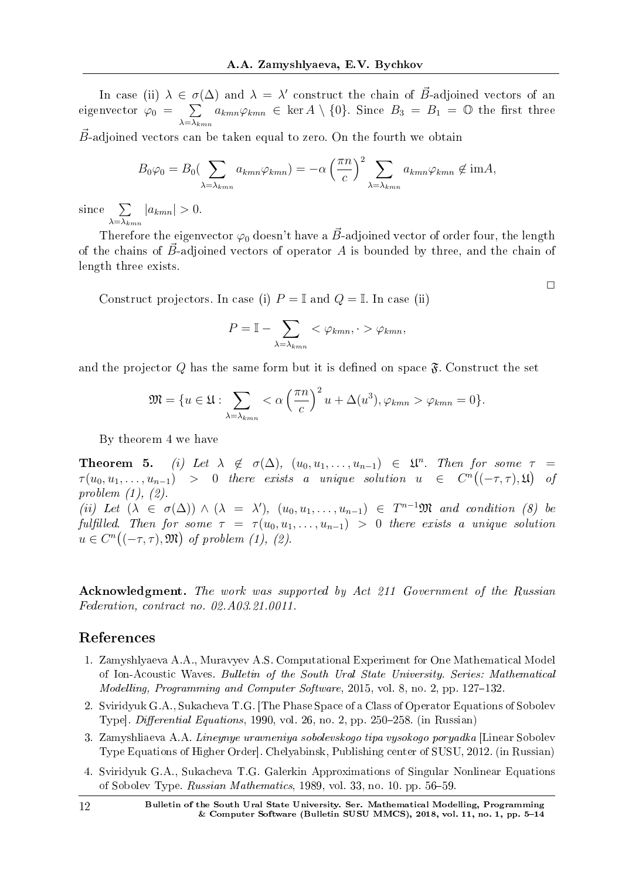In case (ii) $\lambda \in \sigma(\Delta)$ and $\lambda = \lambda'$ construct the chain of $\vec{B}$-adjoined vectors of an eigenvector $\varphi_0 = \sum\limits_{\lambda=\lambda_{kmn}} a_{kmn}\varphi_{kmn} \in \ker A \setminus \{0\}$. Since $B_3 = B_1 = \mathbb{O}$ the first three $\vec{B}$-adjoined vectors can be taken equal to zero. On the fourth we obtain

$$B_0\varphi_0 = B_0(\sum_{\lambda=\lambda_{kmn}} a_{kmn}\varphi_{kmn}) = -\alpha\left(\frac{\pi n}{c}\right)^2 \sum_{\lambda=\lambda_{kmn}} a_{kmn}\varphi_{kmn} \notin \text{im}A,$$

since $\sum\limits_{\lambda=\lambda_{kmn}} |a_{kmn}| > 0$.

Therefore the eigenvector $\varphi_0$ doesn't have a $\vec{B}$-adjoined vector of order four, the length of the chains of $\vec{B}$-adjoined vectors of operator $A$ is bounded by three, and the chain of length three exists.

□

Construct projectors. In case (i) $P = \mathbb{I}$ and $Q = \mathbb{I}$. In case (ii)

$$P = \mathbb{I} - \sum_{\lambda=\lambda_{kmn}} < \varphi_{kmn}, \cdot > \varphi_{kmn},$$

and the projector $Q$ has the same form but it is defined on space $\mathfrak{F}$. Construct the set

$$\mathfrak{M} = \{u \in \mathfrak{U} : \sum_{\lambda=\lambda_{kmn}} < \alpha\left(\frac{\pi n}{c}\right)^2 u + \Delta(u^3), \varphi_{kmn} > \varphi_{kmn} = 0\}.$$

By theorem 4 we have

**Theorem 5.** *(i) Let $\lambda \notin \sigma(\Delta)$, $(u_0, u_1, \ldots, u_{n-1}) \in \mathfrak{U}^n$. Then for some $\tau = \tau(u_0, u_1, \ldots, u_{n-1}) > 0$ there exists a unique solution $u \in C^n\big((-\tau, \tau), \mathfrak{U}\big)$ of problem (1), (2).*
*(ii) Let $(\lambda \in \sigma(\Delta)) \wedge (\lambda = \lambda')$, $(u_0, u_1, \ldots, u_{n-1}) \in T^{n-1}\mathfrak{M}$ and condition (8) be fulfilled. Then for some $\tau = \tau(u_0, u_1, \ldots, u_{n-1}) > 0$ there exists a unique solution $u \in C^n\big((-\tau, \tau), \mathfrak{M}\big)$ of problem (1), (2).*

**Acknowledgment.** *The work was supported by Act 211 Government of the Russian Federation, contract no. 02.A03.21.0011.*

## References

1. Zamyshlyaeva A.A., Muravyev A.S. Computational Experiment for One Mathematical Model of Ion-Acoustic Waves. *Bulletin of the South Ural State University. Series: Mathematical Modelling, Programming and Computer Software*, 2015, vol. 8, no. 2, pp. 127–132.
2. Sviridyuk G.A., Sukacheva T.G. [The Phase Space of a Class of Operator Equations of Sobolev Type]. *Differential Equations*, 1990, vol. 26, no. 2, pp. 250–258. (in Russian)
3. Zamyshliaeva A.A. *Lineynye uravneniya sobolevskogo tipa vysokogo poryadka* [Linear Sobolev Type Equations of Higher Order]. Chelyabinsk, Publishing center of SUSU, 2012. (in Russian)
4. Sviridyuk G.A., Sukacheva T.G. Galerkin Approximations of Singular Nonlinear Equations of Sobolev Type. *Russian Mathematics*, 1989, vol. 33, no. 10. pp. 56–59.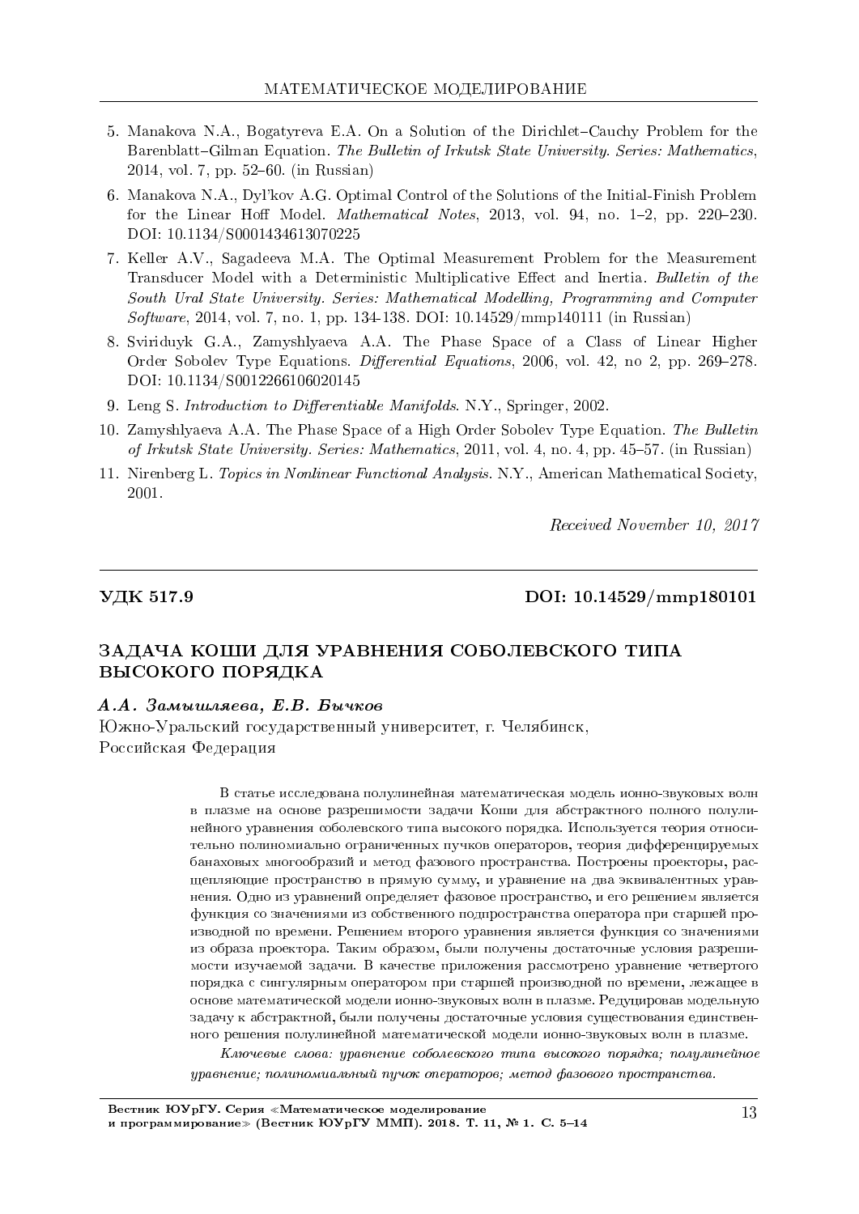5. Manakova N.A., Bogatyreva E.A. On a Solution of the Dirichlet–Cauchy Problem for the Barenblatt–Gilman Equation. *The Bulletin of Irkutsk State University. Series: Mathematics*, 2014, vol. 7, pp. 52–60. (in Russian)
6. Manakova N.A., Dyl'kov A.G. Optimal Control of the Solutions of the Initial-Finish Problem for the Linear Hoff Model. *Mathematical Notes*, 2013, vol. 94, no. 1–2, pp. 220–230. DOI: 10.1134/S0001434613070225
7. Keller A.V., Sagadeeva M.A. The Optimal Measurement Problem for the Measurement Transducer Model with a Deterministic Multiplicative Effect and Inertia. *Bulletin of the South Ural State University. Series: Mathematical Modelling, Programming and Computer Software*, 2014, vol. 7, no. 1, pp. 134-138. DOI: 10.14529/mmp140111 (in Russian)
8. Sviriduyk G.A., Zamyshlyaeva A.A. The Phase Space of a Class of Linear Higher Order Sobolev Type Equations. *Differential Equations*, 2006, vol. 42, no 2, pp. 269–278. DOI: 10.1134/S0012266106020145
9. Leng S. *Introduction to Differentiable Manifolds*. N.Y., Springer, 2002.
10. Zamyshlyaeva A.A. The Phase Space of a High Order Sobolev Type Equation. *The Bulletin of Irkutsk State University. Series: Mathematics*, 2011, vol. 4, no. 4, pp. 45–57. (in Russian)
11. Nirenberg L. *Topics in Nonlinear Functional Analysis*. N.Y., American Mathematical Society, 2001.

*Received November 10, 2017*

---

**УДК 517.9** **DOI: 10.14529/mmp180101**

## ЗАДАЧА КОШИ ДЛЯ УРАВНЕНИЯ СОБОЛЕВСКОГО ТИПА ВЫСОКОГО ПОРЯДКА

***А.А. Замышляева, Е.В. Бычков***

Южно-Уральский государственный университет, г. Челябинск, Российская Федерация

В статье исследована полулинейная математическая модель ионно-звуковых волн в плазме на основе разрешимости задачи Коши для абстрактного полного полулинейного уравнения соболевского типа высокого порядка. Используется теория относительно полиномиально ограниченных пучков операторов, теория дифференцируемых банаховых многообразий и метод фазового пространства. Построены проекторы, расщепляющие пространство в прямую сумму, и уравнение на два эквивалентных уравнения. Одно из уравнений определяет фазовое пространство, и его решением является функция со значениями из собственного подпространства оператора при старшей производной по времени. Решением второго уравнения является функция со значениями из образа проектора. Таким образом, были получены достаточные условия разрешимости изучаемой задачи. В качестве приложения рассмотрено уравнение четвертого порядка с сингулярным оператором при старшей производной по времени, лежащее в основе математической модели ионно-звуковых волн в плазме. Редуцировав модельную задачу к абстрактной, были получены достаточные условия существования единственного решения полулинейной математической модели ионно-звуковых волн в плазме.

*Ключевые слова: уравнение соболевского типа высокого порядка; полулинейное уравнение; полиномиальный пучок операторов; метод фазового пространства.*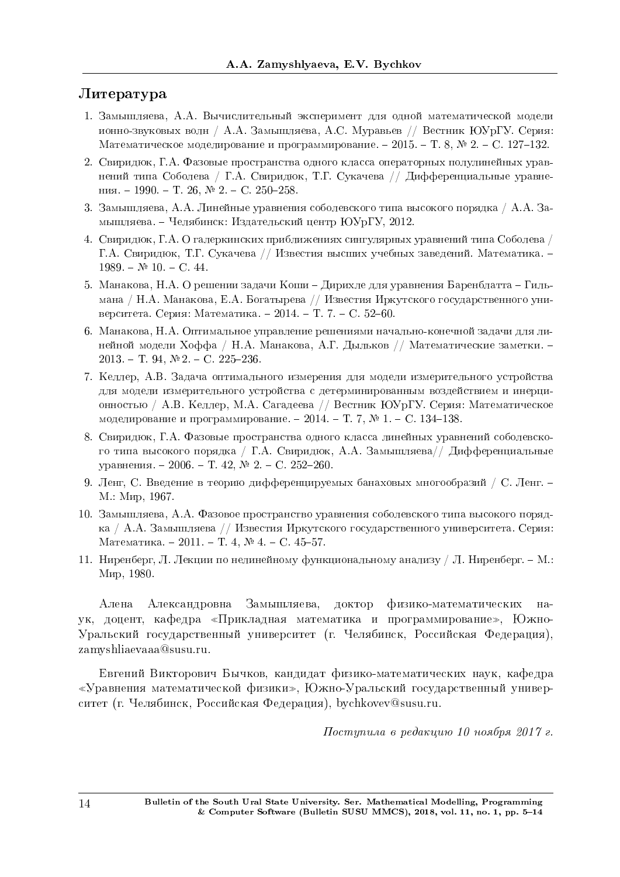## Литература

1. Замышляева, А.А. Вычислительный эксперимент для одной математической модели ионно-звуковых волн / А.А. Замышляева, А.С. Муравьев // Вестник ЮУрГУ. Серия: Математическое моделирование и программирование. – 2015. – Т. 8, № 2. – С. 127–132.
2. Свиридюк, Г.А. Фазовые пространства одного класса операторных полулинейных уравнений типа Соболева / Г.А. Свиридюк, Т.Г. Сукачева // Дифференциальные уравнения. – 1990. – Т. 26, № 2. – С. 250–258.
3. Замышляева, А.А. Линейные уравнения соболевского типа высокого порядка / А.А. Замышляева. – Челябинск: Издательский центр ЮУрГУ, 2012.
4. Свиридюк, Г.А. О галеркинских приближениях сингулярных уравнений типа Соболева / Г.А. Свиридюк, Т.Г. Сукачева // Известия высших учебных заведений. Математика. – 1989. – № 10. – С. 44.
5. Манакова, Н.А. О решении задачи Коши – Дирихле для уравнения Баренблатта – Гильмана / Н.А. Манакова, Е.А. Богатырева // Известия Иркутского государственного университета. Серия: Математика. – 2014. – Т. 7. – С. 52–60.
6. Манакова, Н.А. Оптимальное управление решениями начально-конечной задачи для линейной модели Хоффа / Н.А. Манакова, А.Г. Дыльков // Математические заметки. – 2013. – Т. 94, №2. – С. 225–236.
7. Келлер, А.В. Задача оптимального измерения для модели измерительного устройства для модели измерительного устройства с детерминированным воздействием и инерционностью / А.В. Келлер, М.А. Сагадеева // Вестник ЮУрГУ. Серия: Математическое моделирование и программирование. – 2014. – Т. 7, № 1. – С. 134–138.
8. Свиридюк, Г.А. Фазовые пространства одного класса линейных уравнений соболевского типа высокого порядка / Г.А. Свиридюк, А.А. Замышляева// Дифференциальные уравнения. – 2006. – Т. 42, № 2. – С. 252–260.
9. Ленг, С. Введение в теорию дифференцируемых банаховых многообразий / С. Ленг. – М.: Мир, 1967.
10. Замышляева, А.А. Фазовое пространство уравнения соболевского типа высокого порядка / А.А. Замышляева // Известия Иркутского государственного университета. Серия: Математика. – 2011. – Т. 4, № 4. – С. 45–57.
11. Ниренберг, Л. Лекции по нелинейному функциональному анализу / Л. Ниренберг. – М.: Мир, 1980.

Алена Александровна Замышляева, доктор физико-математических наук, доцент, кафедра «Прикладная математика и программирование», Южно-Уральский государственный университет (г. Челябинск, Российская Федерация), zamyshliaevaaa@susu.ru.

Евгений Викторович Бычков, кандидат физико-математических наук, кафедра «Уравнения математической физики», Южно-Уральский государственный университет (г. Челябинск, Российская Федерация), bychkovev@susu.ru.

*Поступила в редакцию 10 ноября 2017 г.*